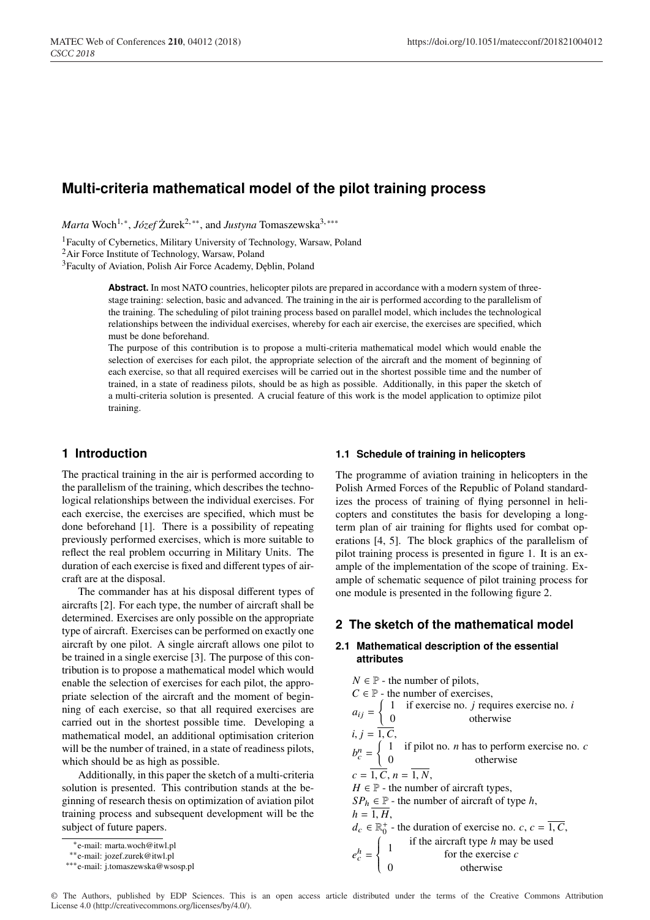# Multi-criteria mathematical model of the pilot training process

*Marta* Woch[1,*], *Józef* Żurek[2,**], and *Justyna* Tomaszewska[3,***]

[1]Faculty of Cybernetics, Military University of Technology, Warsaw, Poland

[2]Air Force Institute of Technology, Warsaw, Poland

[3]Faculty of Aviation, Polish Air Force Academy, Dęblin, Poland

**Abstract.** In most NATO countries, helicopter pilots are prepared in accordance with a modern system of three-stage training: selection, basic and advanced. The training in the air is performed according to the parallelism of the training. The scheduling of pilot training process based on parallel model, which includes the technological relationships between the individual exercises, whereby for each air exercise, the exercises are specified, which must be done beforehand.

The purpose of this contribution is to propose a multi-criteria mathematical model which would enable the selection of exercises for each pilot, the appropriate selection of the aircraft and the moment of beginning of each exercise, so that all required exercises will be carried out in the shortest possible time and the number of trained, in a state of readiness pilots, should be as high as possible. Additionally, in this paper the sketch of a multi-criteria solution is presented. A crucial feature of this work is the model application to optimize pilot training.

## 1 Introduction

The practical training in the air is performed according to the parallelism of the training, which describes the technological relationships between the individual exercises. For each exercise, the exercises are specified, which must be done beforehand [1]. There is a possibility of repeating previously performed exercises, which is more suitable to reflect the real problem occurring in Military Units. The duration of each exercise is fixed and different types of aircraft are at the disposal.

The commander has at his disposal different types of aircrafts [2]. For each type, the number of aircraft shall be determined. Exercises are only possible on the appropriate type of aircraft. Exercises can be performed on exactly one aircraft by one pilot. A single aircraft allows one pilot to be trained in a single exercise [3]. The purpose of this contribution is to propose a mathematical model which would enable the selection of exercises for each pilot, the appropriate selection of the aircraft and the moment of beginning of each exercise, so that all required exercises are carried out in the shortest possible time. Developing a mathematical model, an additional optimisation criterion will be the number of trained, in a state of readiness pilots, which should be as high as possible.

Additionally, in this paper the sketch of a multi-criteria solution is presented. This contribution stands at the beginning of research thesis on optimization of aviation pilot training process and subsequent development will be the subject of future papers.

### 1.1 Schedule of training in helicopters

The programme of aviation training in helicopters in the Polish Armed Forces of the Republic of Poland standardizes the process of training of flying personnel in helicopters and constitutes the basis for developing a long-term plan of air training for flights used for combat operations [4, 5]. The block graphics of the parallelism of pilot training process is presented in figure 1. It is an example of the implementation of the scope of training. Example of schematic sequence of pilot training process for one module is presented in the following figure 2.

## 2 The sketch of the mathematical model

### 2.1 Mathematical description of the essential attributes

$N \in \mathbb{P}$ - the number of pilots,

$C \in \mathbb{P}$ - the number of exercises,

$$a_{ij} = \begin{cases} 1 & \text{if exercise no. } j \text{ requires exercise no. } i \\ 0 & \text{otherwise} \end{cases}$$

$i, j = \overline{1, C}$,

$$b_c^n = \begin{cases} 1 & \text{if pilot no. } n \text{ has to perform exercise no. } c \\ 0 & \text{otherwise} \end{cases}$$

$c = \overline{1, C}$, $n = \overline{1, N}$,

$H \in \mathbb{P}$ - the number of aircraft types,

$SP_h \in \mathbb{P}$ - the number of aircraft of type $h$,

$h = \overline{1, H}$,

$d_c \in \mathbb{R}_0^+$ - the duration of exercise no. $c$, $c = \overline{1, C}$,

$$e_c^h = \begin{cases} 1 & \text{if the aircraft type } h \text{ may be used for the exercise } c \\ 0 & \text{otherwise} \end{cases}$$

---

*e-mail: marta.woch@itwl.pl

**e-mail: jozef.zurek@itwl.pl

***e-mail: j.tomaszewska@wsosp.pl

© The Authors, published by EDP Sciences. This is an open access article distributed under the terms of the Creative Commons Attribution License 4.0 (http://creativecommons.org/licenses/by/4.0/).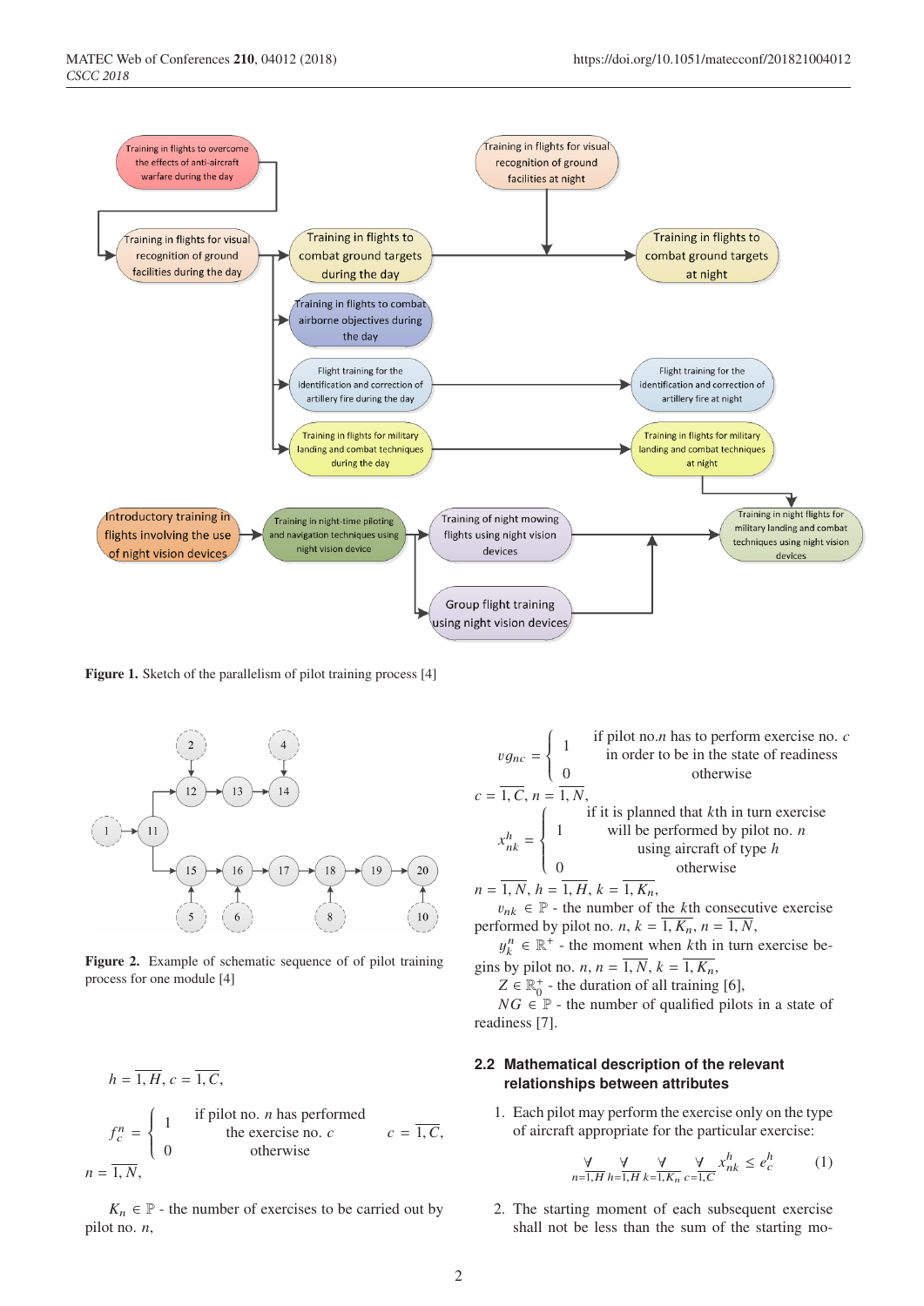Figure 1. Sketch of the parallelism of pilot training process [4]

Figure 2. Example of schematic sequence of of pilot training process for one module [4]

$h = \overline{1, H}$, $c = \overline{1, C}$,

$$f_c^n = \begin{cases} 1 & \text{if pilot no. } n \text{ has performed the exercise no. } c \\ 0 & \text{otherwise} \end{cases} \qquad c = \overline{1, C},$$

$n = \overline{1, N}$,

$K_n \in \mathbb{P}$ - the number of exercises to be carried out by pilot no. $n$,

$$vg_{nc} = \begin{cases} 1 & \text{if pilot no.} n \text{ has to perform exercise no. } c \text{ in order to be in the state of readiness} \\ 0 & \text{otherwise} \end{cases}$$

$c = \overline{1, C}$, $n = \overline{1, N}$,

$$x_{nk}^h = \begin{cases} 1 & \text{if it is planned that } k\text{th in turn exercise will be performed by pilot no. } n \text{ using aircraft of type } h \\ 0 & \text{otherwise} \end{cases}$$

$n = \overline{1, N}$, $h = \overline{1, H}$, $k = \overline{1, K_n}$,

$v_{nk} \in \mathbb{P}$ - the number of the $k$th consecutive exercise performed by pilot no. $n$, $k = \overline{1, K_n}$, $n = \overline{1, N}$,

$y_k^n \in \mathbb{R}^+$ - the moment when $k$th in turn exercise begins by pilot no. $n$, $n = \overline{1, N}$, $k = \overline{1, K_n}$,

$Z \in \mathbb{R}_0^+$ - the duration of all training [6],

$NG \in \mathbb{P}$ - the number of qualified pilots in a state of readiness [7].

### 2.2 Mathematical description of the relevant relationships between attributes

1. Each pilot may perform the exercise only on the type of aircraft appropriate for the particular exercise:

$$\underset{n=\overline{1,H}}{\forall} \ \underset{h=\overline{1,H}}{\forall} \ \underset{k=\overline{1,K_n}}{\forall} \ \underset{c=\overline{1,C}}{\forall} \ x_{nk}^h \leq e_c^h \qquad (1)$$

2. The starting moment of each subsequent exercise shall not be less than the sum of the starting mo-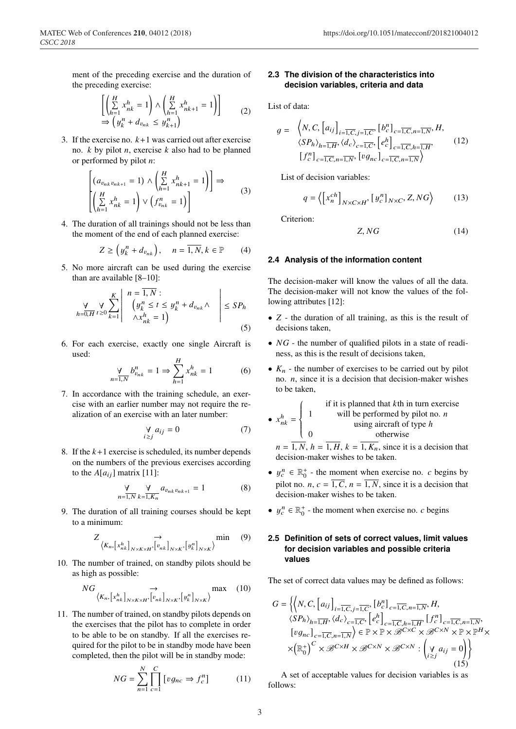ment of the preceding exercise and the duration of the preceding exercise:

$$\left[\left(\sum_{h=1}^{H} x_{nk}^{h} = 1\right) \wedge \left(\sum_{h=1}^{H} x_{nk+1}^{h} = 1\right)\right] \Rightarrow \left(y_k^n + d_{v_{nk}} \leq y_{k+1}^n\right) \tag{2}$$

3. If the exercise no. $k+1$ was carried out after exercise no. $k$ by pilot $n$, exercise $k$ also had to be planned or performed by pilot $n$:

$$\left[(a_{v_{nk} v_{nk+1}} = 1) \wedge \left(\sum_{h=1}^{H} x_{nk+1}^{h} = 1\right)\right] \Rightarrow \left[\left(\sum_{h=1}^{H} x_{nk}^{h} = 1\right) \vee \left(f_{v_{nk}}^{n} = 1\right)\right] \tag{3}$$

4. The duration of all trainings should not be less than the moment of the end of each planned exercise:

$$Z \geq \left(y_k^n + d_{v_{nk}}\right), \quad n = \overline{1,N}, k \in \mathbb{P} \tag{4}$$

5. No more aircraft can be used during the exercise than are available [8–10]:

$$\underset{h=\overline{0,H}}{\forall} \underset{t \geq 0}{\forall} \sum_{k=1}^{K} \left| \begin{array}{l} n = \overline{1,N} : \\ \left(y_k^n \leq t \leq y_k^n + d_{v_{nk}} \wedge \right. \\ \left. \wedge x_{nk}^{h} = 1\right) \end{array} \right| \leq SP_h \tag{5}$$

6. For each exercise, exactly one single Aircraft is used:

$$\underset{n=\overline{1,N}}{\forall} b_{v_{nk}}^{n} = 1 \Rightarrow \sum_{h=1}^{H} x_{nk}^{h} = 1 \tag{6}$$

7. In accordance with the training schedule, an exercise with an earlier number may not require the realization of an exercise with an later number:

$$\underset{i \geq j}{\forall} a_{ij} = 0 \tag{7}$$

8. If the $k+1$ exercise is scheduled, its number depends on the numbers of the previous exercises according to the $A[a_{ij}]$ matrix [11]:

$$\underset{n=\overline{1,N}}{\forall} \underset{k=\overline{1,K_n}}{\forall} a_{v_{nk} v_{nk+1}} = 1 \tag{8}$$

9. The duration of all training courses should be kept to a minimum:

$$Z \underset{\left\langle K_n, \left[x_{nk}^{h}\right]_{N \times K \times H}, \left[v_{nk}\right]_{N \times K}, \left[y_k^n\right]_{N \times K}\right\rangle}{\longrightarrow} \min \tag{9}$$

10. The number of trained, on standby pilots should be as high as possible:

$$NG \underset{\left\langle K_n, \left[x_{nk}^{h}\right]_{N \times K \times H}, \left[v_{nk}\right]_{N \times K}, \left[y_k^n\right]_{N \times K}\right\rangle}{\longrightarrow} \max \tag{10}$$

11. The number of trained, on standby pilots depends on the exercises that the pilot has to complete in order to be able to be on standby. If all the exercises required for the pilot to be in standby mode have been completed, then the pilot will be in standby mode:

$$NG = \sum_{n=1}^{N} \prod_{c=1}^{C} \left[vg_{nc} \Rightarrow f_c^n\right] \tag{11}$$

### 2.3 The division of the characteristics into decision variables, criteria and data

List of data:

$$g = \left\langle N, C, \left[a_{ij}\right]_{i=\overline{1,C}, j=\overline{1,C}}, \left[b_c^n\right]_{c=\overline{1,C}, n=\overline{1,N}}, H, \langle SP_h \rangle_{h=\overline{1,H}}, \langle d_c \rangle_{c=\overline{1,C}}, \left[e_c^h\right]_{c=\overline{1,C}, h=\overline{1,H}}, \left[f_c^n\right]_{c=\overline{1,C}, n=\overline{1,N}}, \left[vg_{nc}\right]_{c=\overline{1,C}, n=\overline{1,N}} \right\rangle \tag{12}$$

List of decision variables:

$$q = \left\langle \left[x_n^{ch}\right]_{N \times C \times H}, \left[y_c^n\right]_{N \times C}, Z, NG \right\rangle \tag{13}$$

Criterion:

$$Z, NG \tag{14}$$

### 2.4 Analysis of the information content

The decision-maker will know the values of all the data. The decision-maker will not know the values of the following attributes [12]:

- $Z$ - the duration of all training, as this is the result of decisions taken,
- $NG$ - the number of qualified pilots in a state of readiness, as this is the result of decisions taken,
- $K_n$ - the number of exercises to be carried out by pilot no. $n$, since it is a decision that decision-maker wishes to be taken,
- $x_{nk}^{h} = \begin{cases} 1 & \text{if it is planned that } k\text{th in turn exercise will be performed by pilot no. } n \text{ using aircraft of type } h \\ 0 & \text{otherwise} \end{cases}$
  $n = \overline{1,N}$, $h = \overline{1,H}$, $k = \overline{1,K_n}$, since it is a decision that decision-maker wishes to be taken.
- $y_c^n \in \mathbb{R}_0^+$ - the moment when exercise no. $c$ begins by pilot no. $n$, $c = \overline{1,C}$, $n = \overline{1,N}$, since it is a decision that decision-maker wishes to be taken.
- $y_c^n \in \mathbb{R}_0^+$ - the moment when exercise no. $c$ begins

### 2.5 Definition of sets of correct values, limit values for decision variables and possible criteria values

The set of correct data values may be defined as follows:

$$G = \left\{ \left\langle N, C, \left[a_{ij}\right]_{i=\overline{1,C}, j=\overline{1,C}}, \left[b_c^n\right]_{c=\overline{1,C}, n=\overline{1,N}}, H, \langle SP_h \rangle_{h=\overline{1,H}}, \langle d_c \rangle_{c=\overline{1,C}}, \left[e_c^h\right]_{c=\overline{1,C}, h=\overline{1,H}}, \left[f_c^n\right]_{c=\overline{1,C}, n=\overline{1,N}}, \left[vg_{nc}\right]_{c=\overline{1,C}, n=\overline{1,N}} \right\rangle \in \mathbb{P} \times \mathbb{P} \times \mathscr{B}^{C \times C} \times \mathscr{B}^{C \times N} \times \mathbb{P} \times \mathbb{P}^{H} \times \times \left(\mathbb{R}_0^+\right)^{C} \times \mathscr{B}^{C \times H} \times \mathscr{B}^{C \times N} \times \mathscr{B}^{C \times N} : \left( \underset{i \geq j}{\forall} a_{ij} = 0 \right) \right\} \tag{15}$$

A set of acceptable values for decision variables is as follows: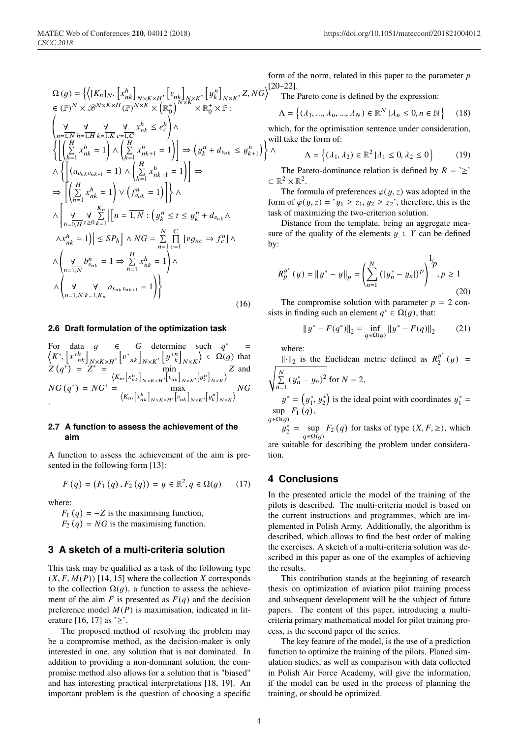$$
\begin{aligned}
&\Omega(g) = \Big\{ \Big\langle [K_n]_N, \left[x^h_{nk}\right]_{N\times K\times H}, \left[v_{nk}\right]_{N\times K}, \left[y^n_k\right]_{N\times K}, Z, NG \Big\rangle \\
&\in (\mathbb{P})^N \times \mathscr{B}^{N\times K\times H} (\mathbb{P})^{N\times K} \times \left(\mathbb{R}^+_0\right)^{N\times K} \times \mathbb{R}^+_0 \times \mathbb{P} : \\
&\left( \underset{n=\overline{1,N}}{\forall}\ \underset{h=\overline{1,H}}{\forall}\ \underset{k=\overline{1,K}}{\forall}\ \underset{c=\overline{1,C}}{\forall}\ x^h_{nk} \le e^h_c \right) \wedge \\
&\left\{ \left[ \left( \sum_{h=1}^{H} x^h_{nk} = 1 \right) \wedge \left( \sum_{h=1}^{H} x^h_{nk+1} = 1 \right) \right] \Rightarrow \left( y^n_k + d_{v_{nk}} \le y^n_{k+1} \right) \right\} \wedge \\
&\wedge \left\{ \left[ \left( a_{v_{nk} v_{nk+1}} = 1 \right) \wedge \left( \sum_{h=1}^{H} x^h_{nk+1} = 1 \right) \right] \Rightarrow \right. \\
&\left. \Rightarrow \left[ \left( \sum_{h=1}^{H} x^h_{nk} = 1 \right) \vee \left( f^n_{v_{nk}} = 1 \right) \right] \right\} \wedge \\
&\wedge \left[ \underset{h=\overline{0,H}}{\forall}\ \underset{t\ge 0}{\forall} \sum_{k=1}^{K_n} \left| \left[ n = \overline{1,N} : \left( y^n_k \le t \le y^n_k + d_{v_{nk}} \wedge \right. \right. \right. \right. \\
&\left. \left. \left. \wedge x^h_{nk} = 1 \right) \right| \le SP_h \right] \wedge NG = \sum_{n=1}^{N} \prod_{c=1}^{C} \left[ vg_{nc} \Rightarrow f^n_c \right] \wedge \\
&\wedge \left( \underset{n=\overline{1,N}}{\forall}\ b^n_{v_{nk}} = 1 \Rightarrow \sum_{h=1}^{H} x^h_{nk} = 1 \right) \wedge \\
&\wedge \left( \underset{n=\overline{1,N}}{\forall}\ \underset{k=\overline{1,K_n}}{\forall}\ a_{v_{nk} v_{nk+1}} = 1 \right) \Big\}
\end{aligned}
\tag{16}
$$

### 2.6 Draft formulation of the optimization task

For data $g \in G$ determine such $q^* = \left\langle K^*, \left[x^{*h}_{nk}\right]_{N\times K\times H}, \left[v^*_{nk}\right]_{N\times K}, \left[y^{*n}_k\right]_{N\times K} \right\rangle \in \Omega(g)$ that $Z(q^*) = Z^* = \min\limits_{\left\langle K_n, \left[x^h_{nk}\right]_{N\times K\times H}, \left[v_{nk}\right]_{N\times K}, \left[y^n_k\right]_{N\times K} \right\rangle} Z$ and $NG(q^*) = NG^* = \max\limits_{\left\langle K_n, \left[x^h_{nk}\right]_{N\times K\times H}, \left[v_{nk}\right]_{N\times K}, \left[y^n_k\right]_{N\times K} \right\rangle} NG$.

### 2.7 A function to assess the achievement of the aim

A function to assess the achievement of the aim is presented in the following form [13]:

$$
F(q) = (F_1(q), F_2(q)) = y \in \mathbb{R}^2, q \in \Omega(g) \tag{17}
$$

where:

$F_1(q) = -Z$ is the maximising function,

$F_2(q) = NG$ is the maximising function.

## 3 A sketch of a multi-criteria solution

This task may be qualified as a task of the following type $(X, F, M(P))$ [14, 15] where the collection $X$ corresponds to the collection $\Omega(g)$, a function to assess the achievement of the aim $F$ is presented as $F(q)$ and the decision preference model $M(P)$ is maximisation, indicated in literature [16, 17] as '$\ge$'.

The proposed method of resolving the problem may be a compromise method, as the decision-maker is only interested in one, any solution that is not dominated. In addition to providing a non-dominant solution, the compromise method also allows for a solution that is "biased" and has interesting practical interpretations [18, 19]. An important problem is the question of choosing a specific form of the norm, related in this paper to the parameter $p$ [20–22].

The Pareto cone is defined by the expression:

$$
\Lambda = \left\{ (\lambda_1, ..., \lambda_n, ..., \lambda_N) \in \mathbb{R}^N \,|\, \lambda_n \le 0, n \in \mathbb{N} \right\} \tag{18}
$$

which, for the optimisation sentence under consideration, will take the form of:

$$
\Lambda = \left\{ (\lambda_1, \lambda_2) \in \mathbb{R}^2 \,|\, \lambda_1 \le 0, \lambda_2 \le 0 \right\} \tag{19}
$$

The Pareto-dominance relation is defined by $R =$ '$\ge$' $\subset \mathbb{R}^2 \times \mathbb{R}^2$.

The formula of preferences $\varphi(y, z)$ was adopted in the form of $\varphi(y, z) =$ '$y_1 \ge z_1, y_2 \ge z_2$', therefore, this is the task of maximizing the two-criterion solution.

Distance from the template, being an aggregate measure of the quality of the elements $y \in Y$ can be defined by:

$$
R^{y^*}_p(y) = \left\| y^* - y \right\|_p = \left( \sum_{n=1}^{N} \left( |y^*_n - y_n| \right)^p \right)^{1/p}, p \ge 1 \tag{20}
$$

The compromise solution with parameter $p = 2$ consists in finding such an element $q^* \in \Omega(g)$, that:

$$
\left\| y^* - F(q^*) \right\|_2 = \inf_{q \in \Omega(g)} \left\| y^* - F(q) \right\|_2 \tag{21}
$$

where:

$\|\cdot\|_2$ is the Euclidean metric defined as $R^{y^*}_2(y) = \sqrt{\sum\limits_{n=1}^{N} (y^*_n - y_n)^2}$ for $N = 2$,

$y^* = \left(y^*_1, y^*_2\right)$ is the ideal point with coordinates $y^*_1 = \sup\limits_{q \in \Omega(g)} F_1(q)$,

$y^*_2 = \sup\limits_{q \in \Omega(g)} F_2(q)$ for tasks of type $(X, F, \ge)$, which are suitable for describing the problem under consideration.

## 4 Conclusions

In the presented article the model of the training of the pilots is described. The multi-criteria model is based on the current instructions and programmes, which are implemented in Polish Army. Additionally, the algorithm is described, which allows to find the best order of making the exercises. A sketch of a multi-criteria solution was described in this paper as one of the examples of achieving the results.

This contribution stands at the beginning of research thesis on optimization of aviation pilot training process and subsequent development will be the subject of future papers. The content of this paper, introducing a multi-criteria primary mathematical model for pilot training process, is the second paper of the series.

The key feature of the model, is the use of a prediction function to optimize the training of the pilots. Planed simulation studies, as well as comparison with data collected in Polish Air Force Academy, will give the information, if the model can be used in the process of planning the training, or should be optimized.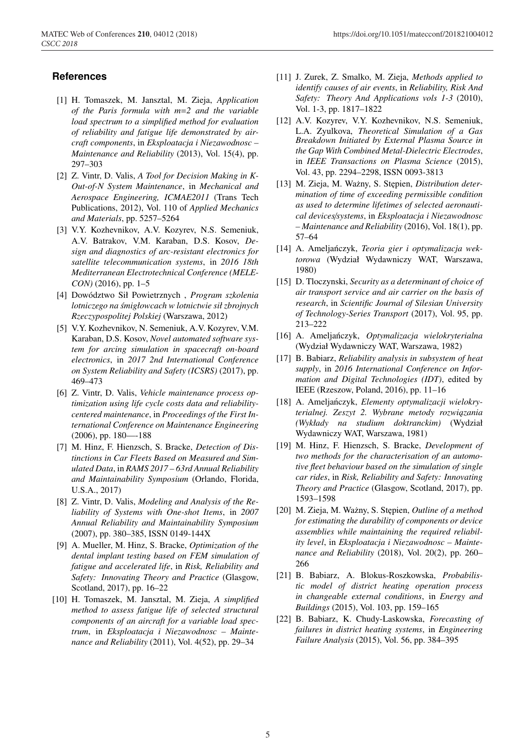## References

[1] H. Tomaszek, M. Jansztal, M. Zieja, *Application of the Paris formula with m=2 and the variable load spectrum to a simplified method for evaluation of reliability and fatigue life demonstrated by aircraft components*, in *Eksploatacja i Niezawodnosc – Maintenance and Reliability* (2013), Vol. 15(4), pp. 297–303

[2] Z. Vintr, D. Valis, *A Tool for Decision Making in K-Out-of-N System Maintenance*, in *Mechanical and Aerospace Engineering, ICMAE2011* (Trans Tech Publications, 2012), Vol. 110 of *Applied Mechanics and Materials*, pp. 5257–5264

[3] V.Y. Kozhevnikov, A.V. Kozyrev, N.S. Semeniuk, A.V. Batrakov, V.M. Karaban, D.S. Kosov, *Design and diagnostics of arc-resistant electronics for satellite telecommunication systems*, in *2016 18th Mediterranean Electrotechnical Conference (MELECON)* (2016), pp. 1–5

[4] Dowództwo Sił Powietrznych , *Program szkolenia lotniczego na śmigłowcach w lotnictwie sił zbrojnych Rzeczypospolitej Polskiej* (Warszawa, 2012)

[5] V.Y. Kozhevnikov, N. Semeniuk, A.V. Kozyrev, V.M. Karaban, D.S. Kosov, *Novel automated software system for arcing simulation in spacecraft on-board electronics*, in *2017 2nd International Conference on System Reliability and Safety (ICSRS)* (2017), pp. 469–473

[6] Z. Vintr, D. Valis, *Vehicle maintenance process optimization using life cycle costs data and reliability-centered maintenance*, in *Proceedings of the First International Conference on Maintenance Engineering* (2006), pp. 180—-188

[7] M. Hinz, F. Hienzsch, S. Bracke, *Detection of Distinctions in Car Fleets Based on Measured and Simulated Data*, in *RAMS 2017 – 63rd Annual Reliability and Maintainability Symposium* (Orlando, Florida, U.S.A., 2017)

[8] Z. Vintr, D. Valis, *Modeling and Analysis of the Reliability of Systems with One-shot Items*, in *2007 Annual Reliability and Maintainability Symposium* (2007), pp. 380–385, ISSN 0149-144X

[9] A. Mueller, M. Hinz, S. Bracke, *Optimization of the dental implant testing based on FEM simulation of fatigue and accelerated life*, in *Risk, Reliability and Safety: Innovating Theory and Practice* (Glasgow, Scotland, 2017), pp. 16–22

[10] H. Tomaszek, M. Jansztal, M. Zieja, *A simplified method to assess fatigue life of selected structural components of an aircraft for a variable load spectrum*, in *Eksploatacja i Niezawodnosc – Maintenance and Reliability* (2011), Vol. 4(52), pp. 29–34

[11] J. Zurek, Z. Smalko, M. Zieja, *Methods applied to identify causes of air events*, in *Reliability, Risk And Safety: Theory And Applications vols 1-3* (2010), Vol. 1-3, pp. 1817–1822

[12] A.V. Kozyrev, V.Y. Kozhevnikov, N.S. Semeniuk, L.A. Zyulkova, *Theoretical Simulation of a Gas Breakdown Initiated by External Plasma Source in the Gap With Combined Metal-Dielectric Electrodes*, in *IEEE Transactions on Plasma Science* (2015), Vol. 43, pp. 2294–2298, ISSN 0093-3813

[13] M. Zieja, M. Ważny, S. Stępien, *Distribution determination of time of exceeding permissible condition as used to determine lifetimes of selected aeronautical devices/systems*, in *Eksploatacja i Niezawodnosc – Maintenance and Reliability* (2016), Vol. 18(1), pp. 57–64

[14] A. Ameljańczyk, *Teoria gier i optymalizacja wektorowa* (Wydział Wydawniczy WAT, Warszawa, 1980)

[15] D. Tloczynski, *Security as a determinant of choice of air transport service and air carrier on the basis of research*, in *Scientific Journal of Silesian University of Technology-Series Transport* (2017), Vol. 95, pp. 213–222

[16] A. Ameljańczyk, *Optymalizacja wielokryterialna* (Wydział Wydawniczy WAT, Warszawa, 1982)

[17] B. Babiarz, *Reliability analysis in subsystem of heat supply*, in *2016 International Conference on Information and Digital Technologies (IDT)*, edited by IEEE (Rzeszow, Poland, 2016), pp. 11–16

[18] A. Ameljańczyk, *Elementy optymalizacji wielokryterialnej. Zeszyt 2. Wybrane metody rozwiązania (Wykłady na studium doktranckim)* (Wydział Wydawniczy WAT, Warszawa, 1981)

[19] M. Hinz, F. Hienzsch, S. Bracke, *Development of two methods for the characterisation of an automotive fleet behaviour based on the simulation of single car rides*, in *Risk, Reliability and Safety: Innovating Theory and Practice* (Glasgow, Scotland, 2017), pp. 1593–1598

[20] M. Zieja, M. Ważny, S. Stępien, *Outline of a method for estimating the durability of components or device assemblies while maintaining the required reliability level*, in *Eksploatacja i Niezawodnosc – Maintenance and Reliability* (2018), Vol. 20(2), pp. 260–266

[21] B. Babiarz, A. Blokus-Roszkowska, *Probabilistic model of district heating operation process in changeable external conditions*, in *Energy and Buildings* (2015), Vol. 103, pp. 159–165

[22] B. Babiarz, K. Chudy-Laskowska, *Forecasting of failures in district heating systems*, in *Engineering Failure Analysis* (2015), Vol. 56, pp. 384–395